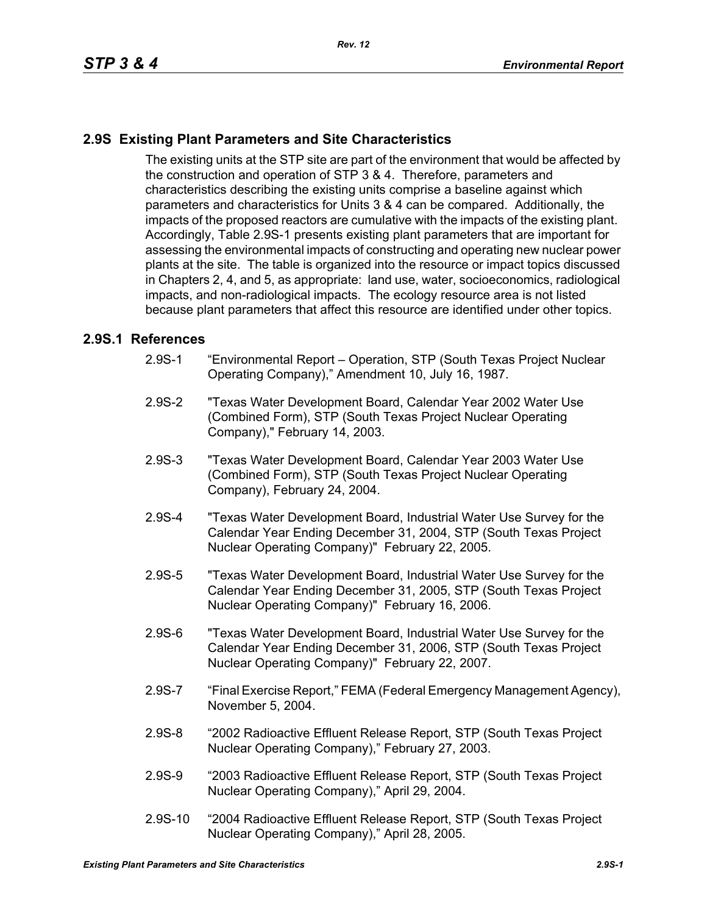## 2.9S Existing Plant Parameters and Site Characteristics

The existing units at the STP site are part of the environment that would be affected by the construction and operation of STP 3 & 4. Therefore, parameters and characteristics describing the existing units comprise a baseline against which parameters and characteristics for Units 3 & 4 can be compared. Additionally, the impacts of the proposed reactors are cumulative with the impacts of the existing plant. Accordingly, Table 2.9S-1 presents existing plant parameters that are important for assessing the environmental impacts of constructing and operating new nuclear power plants at the site. The table is organized into the resource or impact topics discussed in Chapters 2, 4, and 5, as appropriate: land use, water, socioeconomics, radiological impacts, and non-radiological impacts. The ecology resource area is not listed because plant parameters that affect this resource are identified under other topics.

### 2.9S.1 References

2.9S-1 "Environmental Report – Operation, STP (South Texas Project Nuclear Operating Company)," Amendment 10, July 16, 1987.

2.9S-2 "Texas Water Development Board, Calendar Year 2002 Water Use (Combined Form), STP (South Texas Project Nuclear Operating Company)," February 14, 2003.

2.9S-3 "Texas Water Development Board, Calendar Year 2003 Water Use (Combined Form), STP (South Texas Project Nuclear Operating Company), February 24, 2004.

2.9S-4 "Texas Water Development Board, Industrial Water Use Survey for the Calendar Year Ending December 31, 2004, STP (South Texas Project Nuclear Operating Company)" February 22, 2005.

2.9S-5 "Texas Water Development Board, Industrial Water Use Survey for the Calendar Year Ending December 31, 2005, STP (South Texas Project Nuclear Operating Company)" February 16, 2006.

2.9S-6 "Texas Water Development Board, Industrial Water Use Survey for the Calendar Year Ending December 31, 2006, STP (South Texas Project Nuclear Operating Company)" February 22, 2007.

2.9S-7 "Final Exercise Report," FEMA (Federal Emergency Management Agency), November 5, 2004.

2.9S-8 "2002 Radioactive Effluent Release Report, STP (South Texas Project Nuclear Operating Company)," February 27, 2003.

2.9S-9 "2003 Radioactive Effluent Release Report, STP (South Texas Project Nuclear Operating Company)," April 29, 2004.

2.9S-10 "2004 Radioactive Effluent Release Report, STP (South Texas Project Nuclear Operating Company)," April 28, 2005.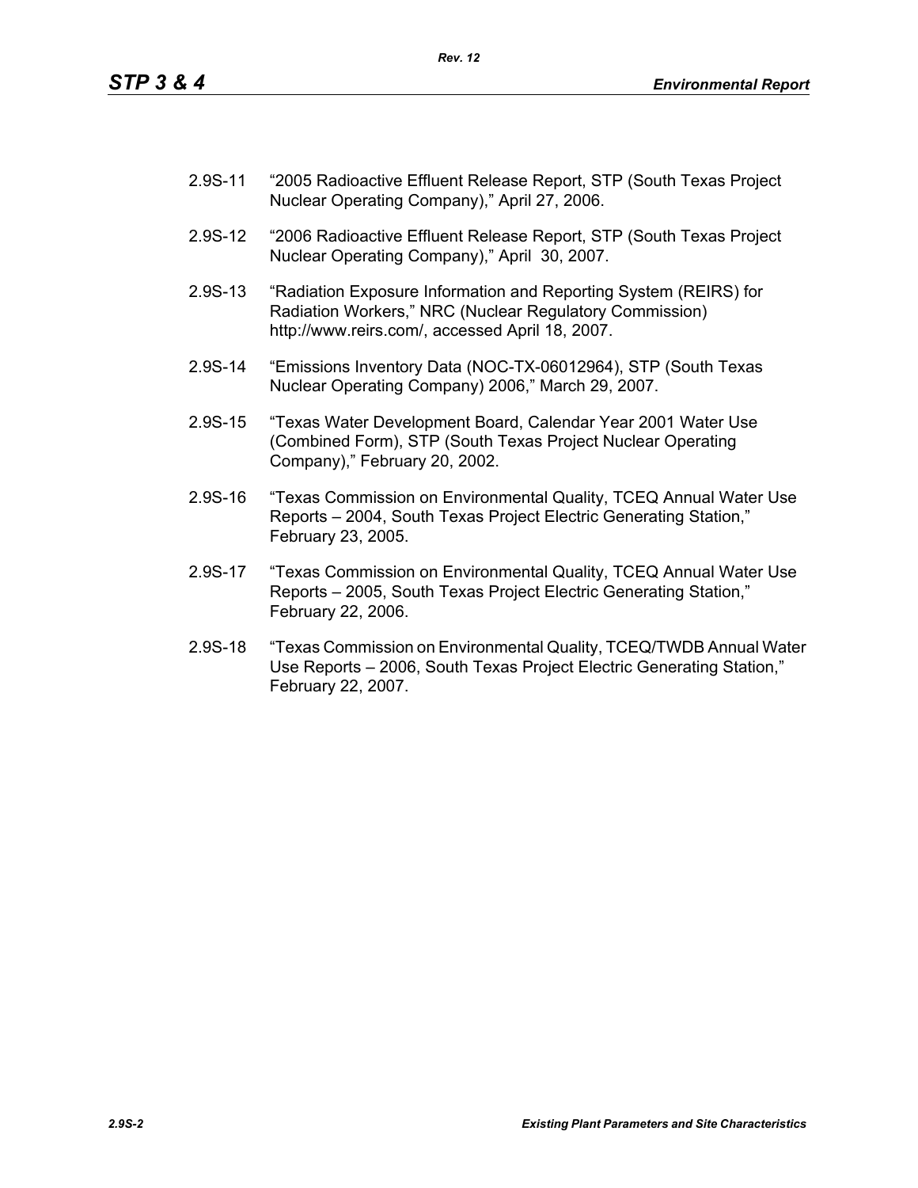2.9S-11 "2005 Radioactive Effluent Release Report, STP (South Texas Project Nuclear Operating Company)," April 27, 2006.

2.9S-12 "2006 Radioactive Effluent Release Report, STP (South Texas Project Nuclear Operating Company)," April 30, 2007.

2.9S-13 "Radiation Exposure Information and Reporting System (REIRS) for Radiation Workers," NRC (Nuclear Regulatory Commission) http://www.reirs.com/, accessed April 18, 2007.

2.9S-14 "Emissions Inventory Data (NOC-TX-06012964), STP (South Texas Nuclear Operating Company) 2006," March 29, 2007.

2.9S-15 "Texas Water Development Board, Calendar Year 2001 Water Use (Combined Form), STP (South Texas Project Nuclear Operating Company)," February 20, 2002.

2.9S-16 "Texas Commission on Environmental Quality, TCEQ Annual Water Use Reports – 2004, South Texas Project Electric Generating Station," February 23, 2005.

2.9S-17 "Texas Commission on Environmental Quality, TCEQ Annual Water Use Reports – 2005, South Texas Project Electric Generating Station," February 22, 2006.

2.9S-18 "Texas Commission on Environmental Quality, TCEQ/TWDB Annual Water Use Reports – 2006, South Texas Project Electric Generating Station," February 22, 2007.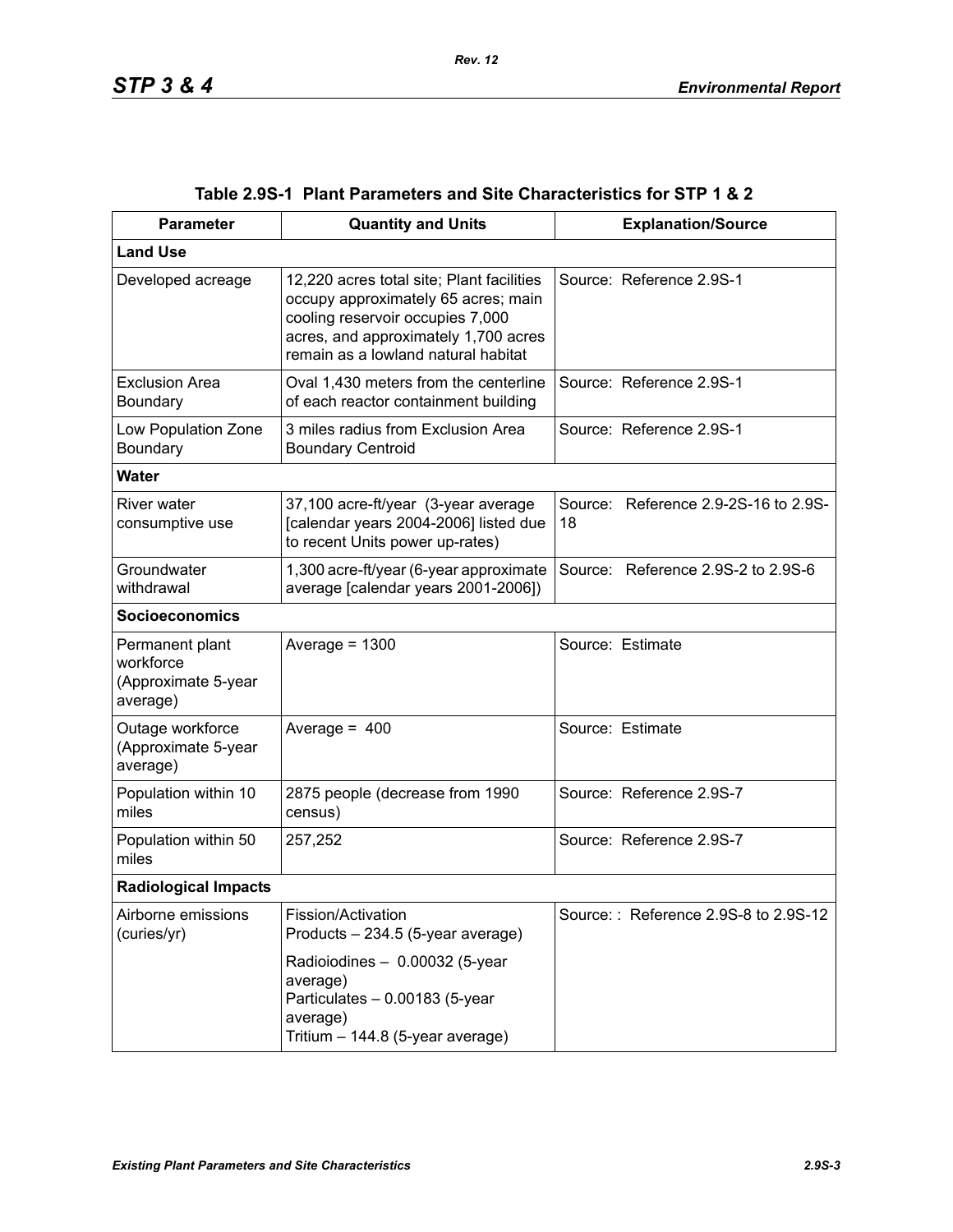**Table 2.9S-1 Plant Parameters and Site Characteristics for STP 1 & 2**

| Parameter | Quantity and Units | Explanation/Source |
|---|---|---|
| **Land Use** | | |
| Developed acreage | 12,220 acres total site; Plant facilities occupy approximately 65 acres; main cooling reservoir occupies 7,000 acres, and approximately 1,700 acres remain as a lowland natural habitat | Source: Reference 2.9S-1 |
| Exclusion Area Boundary | Oval 1,430 meters from the centerline of each reactor containment building | Source: Reference 2.9S-1 |
| Low Population Zone Boundary | 3 miles radius from Exclusion Area Boundary Centroid | Source: Reference 2.9S-1 |
| **Water** | | |
| River water consumptive use | 37,100 acre-ft/year (3-year average [calendar years 2004-2006] listed due to recent Units power up-rates) | Source: Reference 2.9-2S-16 to 2.9S-18 |
| Groundwater withdrawal | 1,300 acre-ft/year (6-year approximate average [calendar years 2001-2006]) | Source: Reference 2.9S-2 to 2.9S-6 |
| **Socioeconomics** | | |
| Permanent plant workforce (Approximate 5-year average) | Average = 1300 | Source: Estimate |
| Outage workforce (Approximate 5-year average) | Average = 400 | Source: Estimate |
| Population within 10 miles | 2875 people (decrease from 1990 census) | Source: Reference 2.9S-7 |
| Population within 50 miles | 257,252 | Source: Reference 2.9S-7 |
| **Radiological Impacts** | | |
| Airborne emissions (curies/yr) | Fission/Activation Products – 234.5 (5-year average)<br>Radioiodines – 0.00032 (5-year average)<br>Particulates – 0.00183 (5-year average)<br>Tritium – 144.8 (5-year average) | Source: : Reference 2.9S-8 to 2.9S-12 |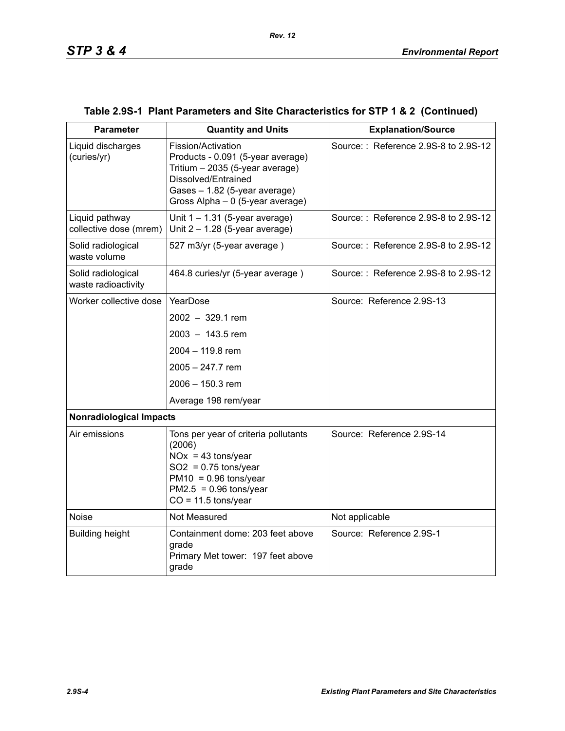## Table 2.9S-1 Plant Parameters and Site Characteristics for STP 1 & 2 (Continued)

| Parameter | Quantity and Units | Explanation/Source |
|---|---|---|
| Liquid discharges (curies/yr) | Fission/Activation Products - 0.091 (5-year average)<br>Tritium – 2035 (5-year average)<br>Dissolved/Entrained Gases – 1.82 (5-year average)<br>Gross Alpha – 0 (5-year average) | Source: : Reference 2.9S-8 to 2.9S-12 |
| Liquid pathway collective dose (mrem) | Unit 1 – 1.31 (5-year average)<br>Unit 2 – 1.28 (5-year average) | Source: : Reference 2.9S-8 to 2.9S-12 |
| Solid radiological waste volume | 527 m3/yr (5-year average ) | Source: : Reference 2.9S-8 to 2.9S-12 |
| Solid radiological waste radioactivity | 464.8 curies/yr (5-year average ) | Source: : Reference 2.9S-8 to 2.9S-12 |
| Worker collective dose | YearDose<br>2002 – 329.1 rem<br>2003 – 143.5 rem<br>2004 – 119.8 rem<br>2005 – 247.7 rem<br>2006 – 150.3 rem<br>Average 198 rem/year | Source: Reference 2.9S-13 |
| **Nonradiological Impacts** | | |
| Air emissions | Tons per year of criteria pollutants (2006)<br>NOx = 43 tons/year<br>SO2 = 0.75 tons/year<br>PM10 = 0.96 tons/year<br>PM2.5 = 0.96 tons/year<br>CO = 11.5 tons/year | Source: Reference 2.9S-14 |
| Noise | Not Measured | Not applicable |
| Building height | Containment dome: 203 feet above grade<br>Primary Met tower: 197 feet above grade | Source: Reference 2.9S-1 |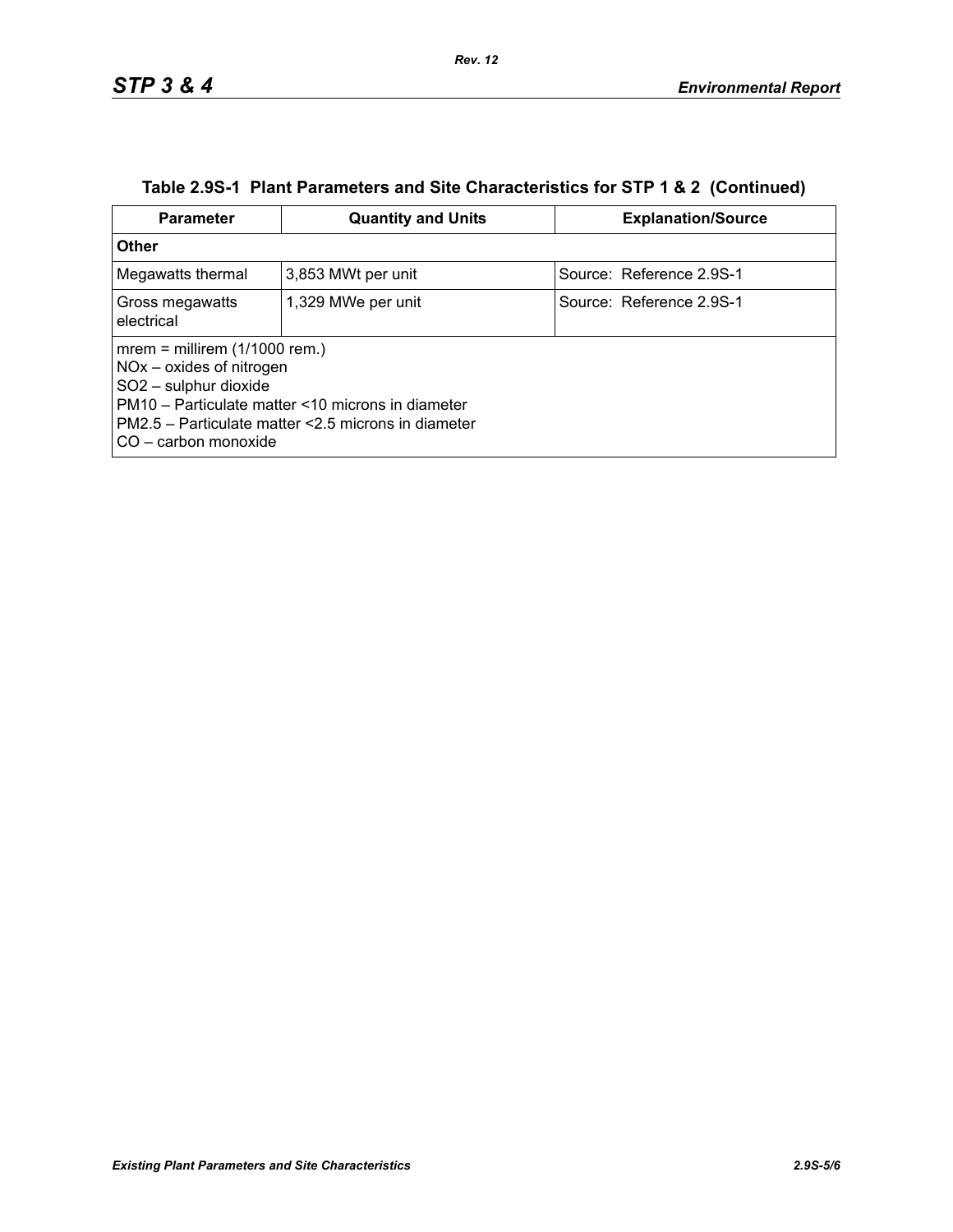### Table 2.9S-1 Plant Parameters and Site Characteristics for STP 1 & 2 (Continued)

| Parameter | Quantity and Units | Explanation/Source |
|---|---|---|
| **Other** | | |
| Megawatts thermal | 3,853 MWt per unit | Source: Reference 2.9S-1 |
| Gross megawatts electrical | 1,329 MWe per unit | Source: Reference 2.9S-1 |

mrem = millirem (1/1000 rem.)
NOx – oxides of nitrogen
SO2 – sulphur dioxide
PM10 – Particulate matter <10 microns in diameter
PM2.5 – Particulate matter <2.5 microns in diameter
CO – carbon monoxide